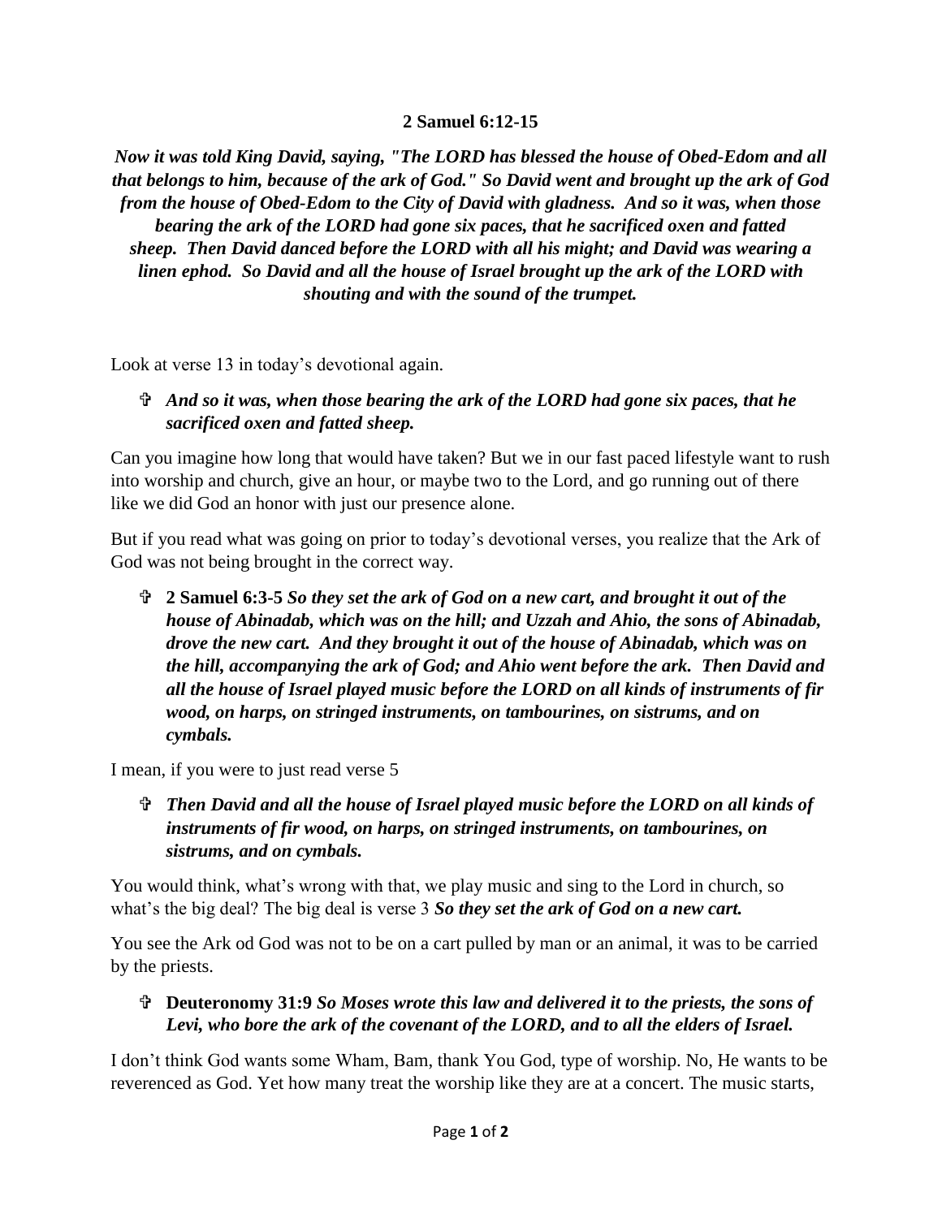**2 Samuel 6:12-15**

***Now it was told King David, saying, "The LORD has blessed the house of Obed-Edom and all that belongs to him, because of the ark of God." So David went and brought up the ark of God from the house of Obed-Edom to the City of David with gladness. And so it was, when those bearing the ark of the LORD had gone six paces, that he sacrificed oxen and fatted sheep. Then David danced before the LORD with all his might; and David was wearing a linen ephod. So David and all the house of Israel brought up the ark of the LORD with shouting and with the sound of the trumpet.***

Look at verse 13 in today's devotional again.

- ***And so it was, when those bearing the ark of the LORD had gone six paces, that he sacrificed oxen and fatted sheep.***

Can you imagine how long that would have taken? But we in our fast paced lifestyle want to rush into worship and church, give an hour, or maybe two to the Lord, and go running out of there like we did God an honor with just our presence alone.

But if you read what was going on prior to today's devotional verses, you realize that the Ark of God was not being brought in the correct way.

- **2 Samuel 6:3-5** ***So they set the ark of God on a new cart, and brought it out of the house of Abinadab, which was on the hill; and Uzzah and Ahio, the sons of Abinadab, drove the new cart. And they brought it out of the house of Abinadab, which was on the hill, accompanying the ark of God; and Ahio went before the ark. Then David and all the house of Israel played music before the LORD on all kinds of instruments of fir wood, on harps, on stringed instruments, on tambourines, on sistrums, and on cymbals.***

I mean, if you were to just read verse 5

- ***Then David and all the house of Israel played music before the LORD on all kinds of instruments of fir wood, on harps, on stringed instruments, on tambourines, on sistrums, and on cymbals.***

You would think, what's wrong with that, we play music and sing to the Lord in church, so what's the big deal? The big deal is verse 3 ***So they set the ark of God on a new cart.***

You see the Ark od God was not to be on a cart pulled by man or an animal, it was to be carried by the priests.

- **Deuteronomy 31:9** ***So Moses wrote this law and delivered it to the priests, the sons of Levi, who bore the ark of the covenant of the LORD, and to all the elders of Israel.***

I don't think God wants some Wham, Bam, thank You God, type of worship. No, He wants to be reverenced as God. Yet how many treat the worship like they are at a concert. The music starts,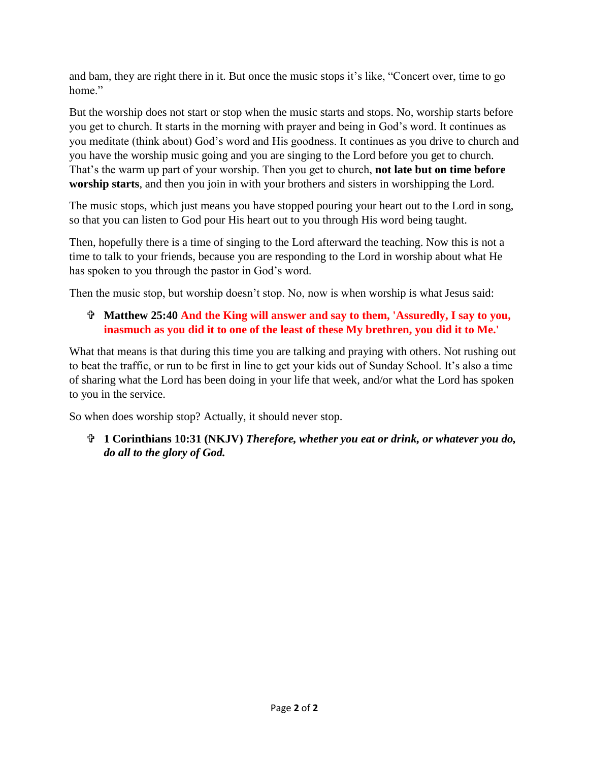and bam, they are right there in it. But once the music stops it’s like, “Concert over, time to go home.”

But the worship does not start or stop when the music starts and stops. No, worship starts before you get to church. It starts in the morning with prayer and being in God’s word. It continues as you meditate (think about) God’s word and His goodness. It continues as you drive to church and you have the worship music going and you are singing to the Lord before you get to church. That’s the warm up part of your worship. Then you get to church, **not late but on time before worship starts**, and then you join in with your brothers and sisters in worshipping the Lord.

The music stops, which just means you have stopped pouring your heart out to the Lord in song, so that you can listen to God pour His heart out to you through His word being taught.

Then, hopefully there is a time of singing to the Lord afterward the teaching. Now this is not a time to talk to your friends, because you are responding to the Lord in worship about what He has spoken to you through the pastor in God’s word.

Then the music stop, but worship doesn’t stop. No, now is when worship is what Jesus said:

- ✞ **Matthew 25:40 And the King will answer and say to them, 'Assuredly, I say to you, inasmuch as you did it to one of the least of these My brethren, you did it to Me.'**

What that means is that during this time you are talking and praying with others. Not rushing out to beat the traffic, or run to be first in line to get your kids out of Sunday School. It’s also a time of sharing what the Lord has been doing in your life that week, and/or what the Lord has spoken to you in the service.

So when does worship stop? Actually, it should never stop.

- ✞ **1 Corinthians 10:31 (NKJV)** ***Therefore, whether you eat or drink, or whatever you do, do all to the glory of God.***